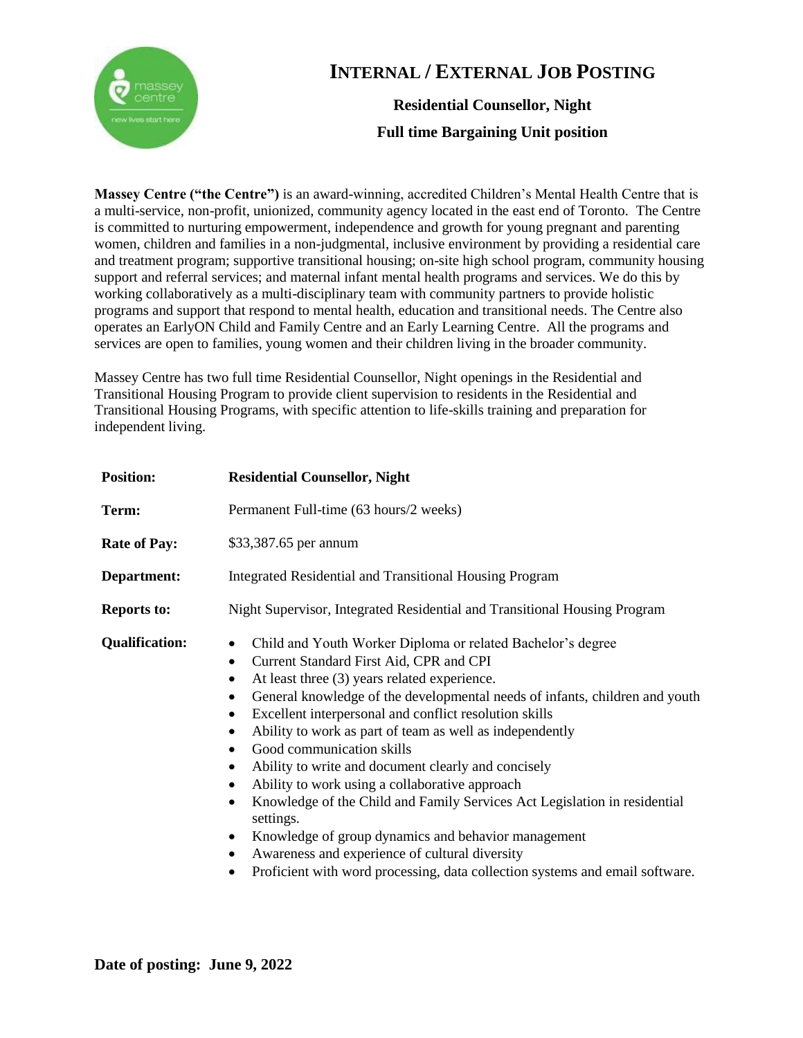# Internal / External Job Posting

**Residential Counsellor, Night**

**Full time Bargaining Unit position**

**Massey Centre ("the Centre")** is an award-winning, accredited Children's Mental Health Centre that is a multi-service, non-profit, unionized, community agency located in the east end of Toronto. The Centre is committed to nurturing empowerment, independence and growth for young pregnant and parenting women, children and families in a non-judgmental, inclusive environment by providing a residential care and treatment program; supportive transitional housing; on-site high school program, community housing support and referral services; and maternal infant mental health programs and services. We do this by working collaboratively as a multi-disciplinary team with community partners to provide holistic programs and support that respond to mental health, education and transitional needs. The Centre also operates an EarlyON Child and Family Centre and an Early Learning Centre. All the programs and services are open to families, young women and their children living in the broader community.

Massey Centre has two full time Residential Counsellor, Night openings in the Residential and Transitional Housing Program to provide client supervision to residents in the Residential and Transitional Housing Programs, with specific attention to life-skills training and preparation for independent living.

**Position:** **Residential Counsellor, Night**

**Term:** Permanent Full-time (63 hours/2 weeks)

**Rate of Pay:** $33,387.65 per annum

**Department:** Integrated Residential and Transitional Housing Program

**Reports to:** Night Supervisor, Integrated Residential and Transitional Housing Program

**Qualification:**

- Child and Youth Worker Diploma or related Bachelor's degree
- Current Standard First Aid, CPR and CPI
- At least three (3) years related experience.
- General knowledge of the developmental needs of infants, children and youth
- Excellent interpersonal and conflict resolution skills
- Ability to work as part of team as well as independently
- Good communication skills
- Ability to write and document clearly and concisely
- Ability to work using a collaborative approach
- Knowledge of the Child and Family Services Act Legislation in residential settings.
- Knowledge of group dynamics and behavior management
- Awareness and experience of cultural diversity
- Proficient with word processing, data collection systems and email software.

**Date of posting: June 9, 2022**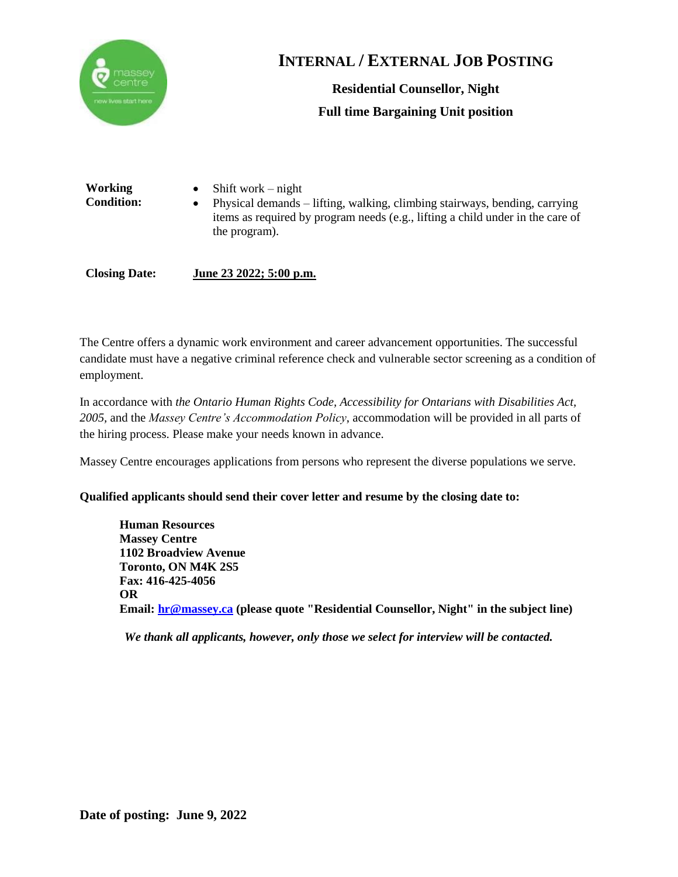# INTERNAL / EXTERNAL JOB POSTING

**Residential Counsellor, Night**

**Full time Bargaining Unit position**

**Working Condition:**

- Shift work – night
- Physical demands – lifting, walking, climbing stairways, bending, carrying items as required by program needs (e.g., lifting a child under in the care of the program).

**Closing Date:** **June 23 2022; 5:00 p.m.**

The Centre offers a dynamic work environment and career advancement opportunities. The successful candidate must have a negative criminal reference check and vulnerable sector screening as a condition of employment.

In accordance with *the Ontario Human Rights Code, Accessibility for Ontarians with Disabilities Act, 2005,* and the *Massey Centre's Accommodation Policy*, accommodation will be provided in all parts of the hiring process. Please make your needs known in advance.

Massey Centre encourages applications from persons who represent the diverse populations we serve.

**Qualified applicants should send their cover letter and resume by the closing date to:**

**Human Resources**
**Massey Centre**
**1102 Broadview Avenue**
**Toronto, ON M4K 2S5**
**Fax: 416-425-4056**
**OR**
**Email: hr@massey.ca (please quote "Residential Counsellor, Night" in the subject line)**

***We thank all applicants, however, only those we select for interview will be contacted.***

**Date of posting: June 9, 2022**